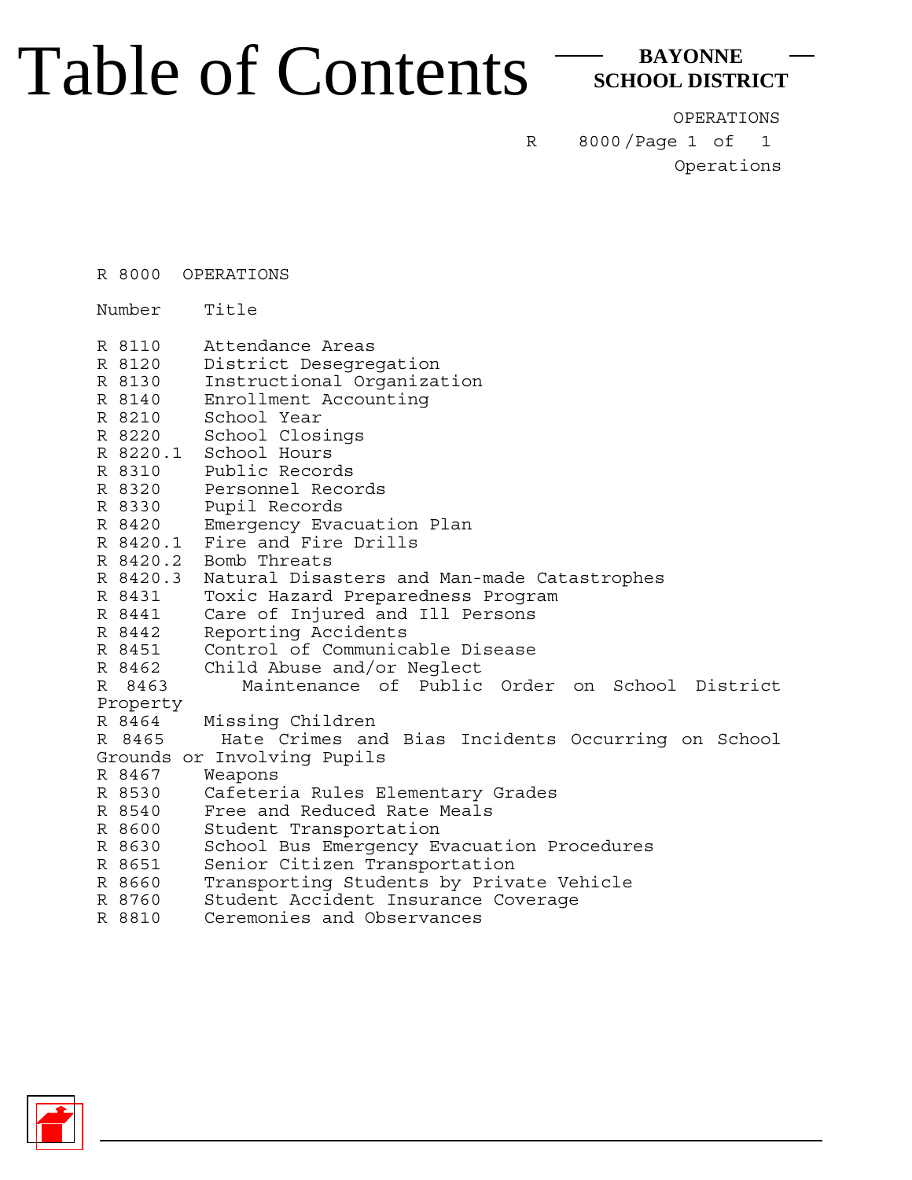# Table of Contents

**BAYONNE SCHOOL DISTRICT**

OPERATIONS
R 8000/Page 1 of 1
Operations

R 8000 OPERATIONS

| Number | Title |
|---|---|
| R 8110 | Attendance Areas |
| R 8120 | District Desegregation |
| R 8130 | Instructional Organization |
| R 8140 | Enrollment Accounting |
| R 8210 | School Year |
| R 8220 | School Closings |
| R 8220.1 | School Hours |
| R 8310 | Public Records |
| R 8320 | Personnel Records |
| R 8330 | Pupil Records |
| R 8420 | Emergency Evacuation Plan |
| R 8420.1 | Fire and Fire Drills |
| R 8420.2 | Bomb Threats |
| R 8420.3 | Natural Disasters and Man-made Catastrophes |
| R 8431 | Toxic Hazard Preparedness Program |
| R 8441 | Care of Injured and Ill Persons |
| R 8442 | Reporting Accidents |
| R 8451 | Control of Communicable Disease |
| R 8462 | Child Abuse and/or Neglect |
| R 8463 | Maintenance of Public Order on School District Property |
| R 8464 | Missing Children |
| R 8465 | Hate Crimes and Bias Incidents Occurring on School Grounds or Involving Pupils |
| R 8467 | Weapons |
| R 8530 | Cafeteria Rules Elementary Grades |
| R 8540 | Free and Reduced Rate Meals |
| R 8600 | Student Transportation |
| R 8630 | School Bus Emergency Evacuation Procedures |
| R 8651 | Senior Citizen Transportation |
| R 8660 | Transporting Students by Private Vehicle |
| R 8760 | Student Accident Insurance Coverage |
| R 8810 | Ceremonies and Observances |